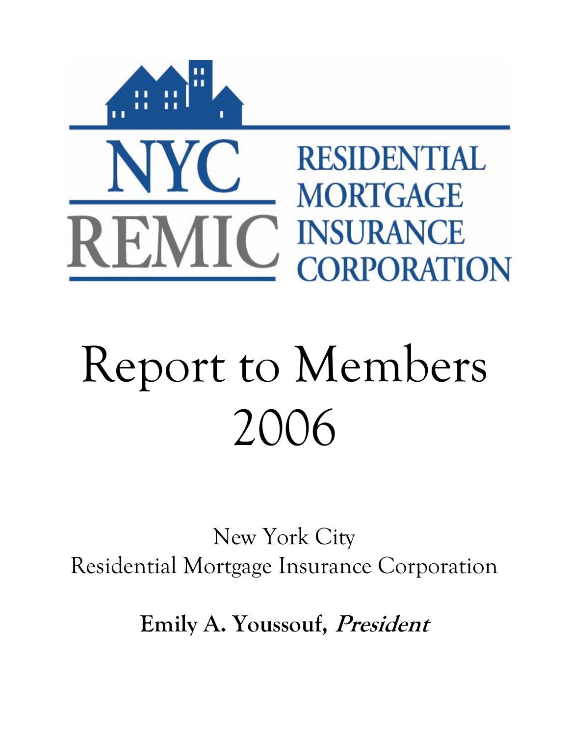NYC REMIC

RESIDENTIAL MORTGAGE INSURANCE CORPORATION

# Report to Members 2006

New York City
Residential Mortgage Insurance Corporation

**Emily A. Youssouf, *President***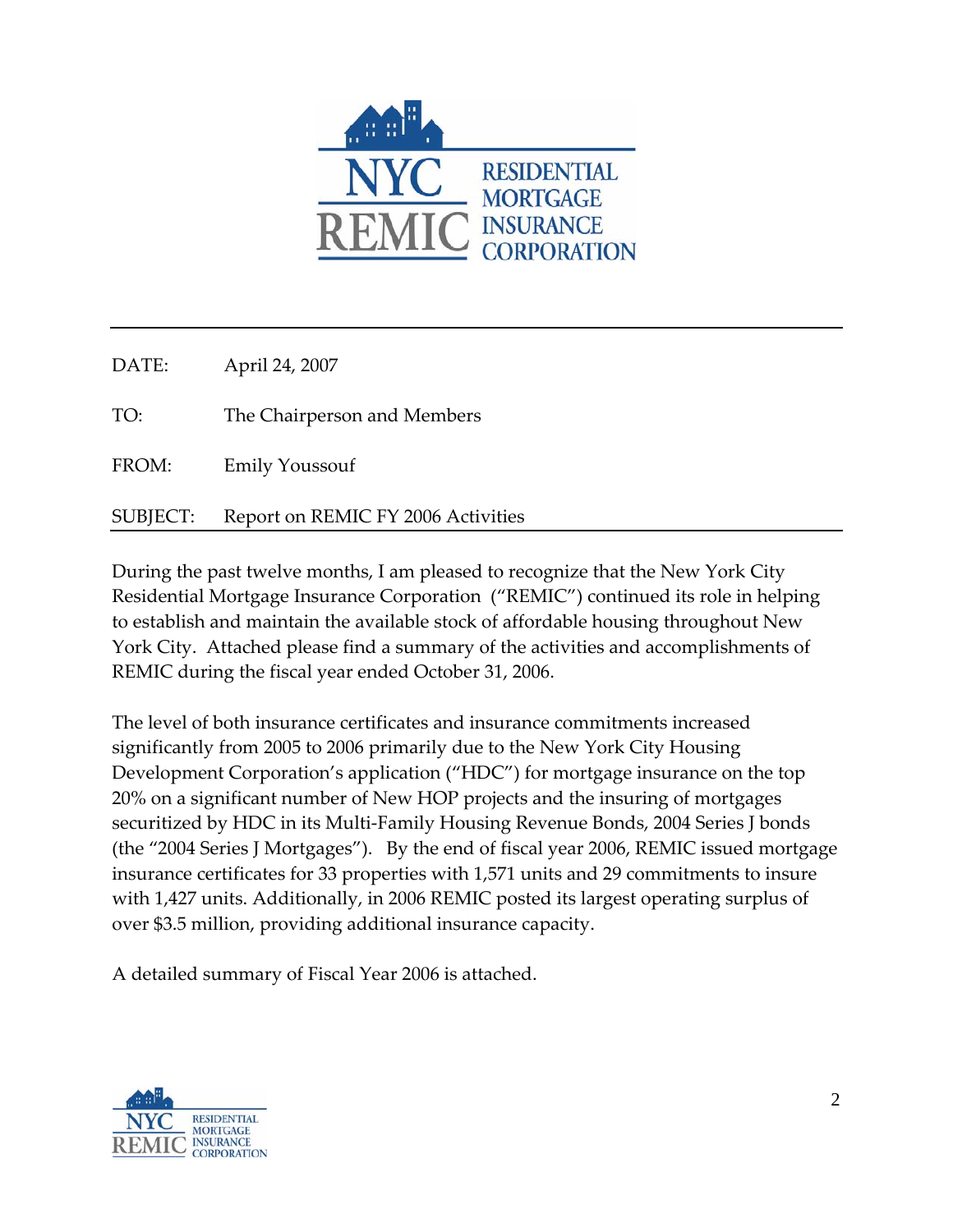| | |
|---|---|
| DATE: | April 24, 2007 |
| TO: | The Chairperson and Members |
| FROM: | Emily Youssouf |
| SUBJECT: | Report on REMIC FY 2006 Activities |

During the past twelve months, I am pleased to recognize that the New York City Residential Mortgage Insurance Corporation ("REMIC") continued its role in helping to establish and maintain the available stock of affordable housing throughout New York City. Attached please find a summary of the activities and accomplishments of REMIC during the fiscal year ended October 31, 2006.

The level of both insurance certificates and insurance commitments increased significantly from 2005 to 2006 primarily due to the New York City Housing Development Corporation's application ("HDC") for mortgage insurance on the top 20% on a significant number of New HOP projects and the insuring of mortgages securitized by HDC in its Multi-Family Housing Revenue Bonds, 2004 Series J bonds (the "2004 Series J Mortgages"). By the end of fiscal year 2006, REMIC issued mortgage insurance certificates for 33 properties with 1,571 units and 29 commitments to insure with 1,427 units. Additionally, in 2006 REMIC posted its largest operating surplus of over $3.5 million, providing additional insurance capacity.

A detailed summary of Fiscal Year 2006 is attached.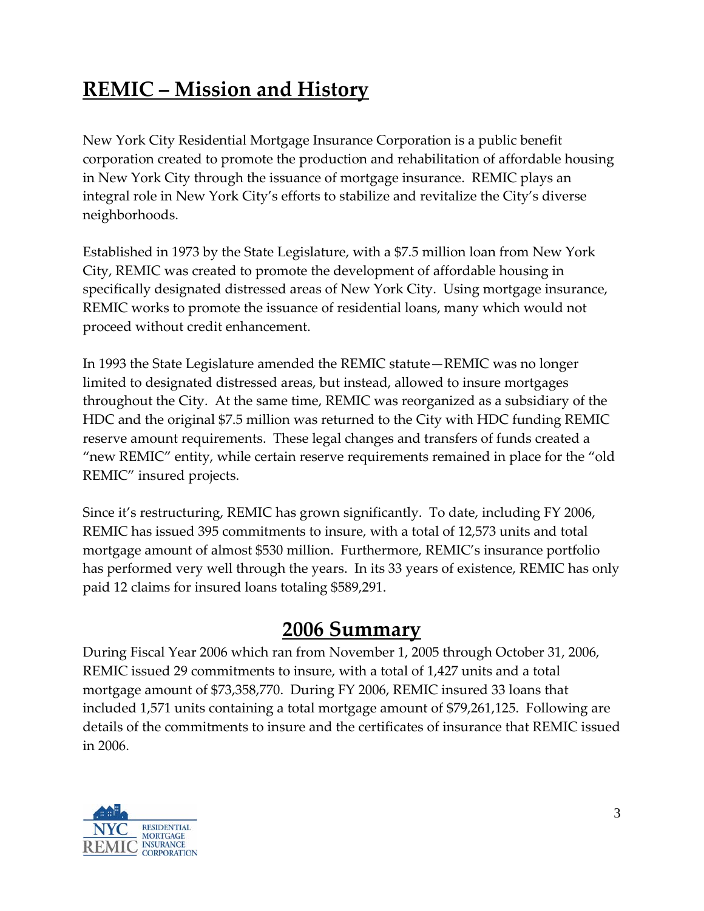# REMIC – Mission and History

New York City Residential Mortgage Insurance Corporation is a public benefit corporation created to promote the production and rehabilitation of affordable housing in New York City through the issuance of mortgage insurance. REMIC plays an integral role in New York City's efforts to stabilize and revitalize the City's diverse neighborhoods.

Established in 1973 by the State Legislature, with a $7.5 million loan from New York City, REMIC was created to promote the development of affordable housing in specifically designated distressed areas of New York City. Using mortgage insurance, REMIC works to promote the issuance of residential loans, many which would not proceed without credit enhancement.

In 1993 the State Legislature amended the REMIC statute—REMIC was no longer limited to designated distressed areas, but instead, allowed to insure mortgages throughout the City. At the same time, REMIC was reorganized as a subsidiary of the HDC and the original $7.5 million was returned to the City with HDC funding REMIC reserve amount requirements. These legal changes and transfers of funds created a "new REMIC" entity, while certain reserve requirements remained in place for the "old REMIC" insured projects.

Since it's restructuring, REMIC has grown significantly. To date, including FY 2006, REMIC has issued 395 commitments to insure, with a total of 12,573 units and total mortgage amount of almost $530 million. Furthermore, REMIC's insurance portfolio has performed very well through the years. In its 33 years of existence, REMIC has only paid 12 claims for insured loans totaling $589,291.

## 2006 Summary

During Fiscal Year 2006 which ran from November 1, 2005 through October 31, 2006, REMIC issued 29 commitments to insure, with a total of 1,427 units and a total mortgage amount of $73,358,770. During FY 2006, REMIC insured 33 loans that included 1,571 units containing a total mortgage amount of $79,261,125. Following are details of the commitments to insure and the certificates of insurance that REMIC issued in 2006.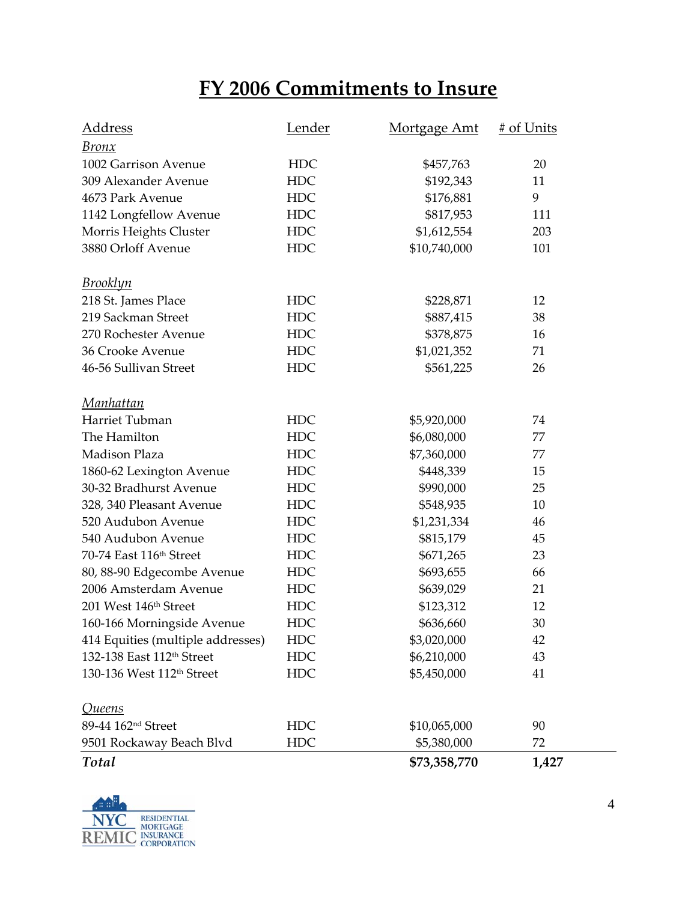# FY 2006 Commitments to Insure

| Address | Lender | Mortgage Amt | # of Units |
|---|---|---|---|
| *Bronx* | | | |
| 1002 Garrison Avenue | HDC | $457,763 | 20 |
| 309 Alexander Avenue | HDC | $192,343 | 11 |
| 4673 Park Avenue | HDC | $176,881 | 9 |
| 1142 Longfellow Avenue | HDC | $817,953 | 111 |
| Morris Heights Cluster | HDC | $1,612,554 | 203 |
| 3880 Orloff Avenue | HDC | $10,740,000 | 101 |
| *Brooklyn* | | | |
| 218 St. James Place | HDC | $228,871 | 12 |
| 219 Sackman Street | HDC | $887,415 | 38 |
| 270 Rochester Avenue | HDC | $378,875 | 16 |
| 36 Crooke Avenue | HDC | $1,021,352 | 71 |
| 46-56 Sullivan Street | HDC | $561,225 | 26 |
| *Manhattan* | | | |
| Harriet Tubman | HDC | $5,920,000 | 74 |
| The Hamilton | HDC | $6,080,000 | 77 |
| Madison Plaza | HDC | $7,360,000 | 77 |
| 1860-62 Lexington Avenue | HDC | $448,339 | 15 |
| 30-32 Bradhurst Avenue | HDC | $990,000 | 25 |
| 328, 340 Pleasant Avenue | HDC | $548,935 | 10 |
| 520 Audubon Avenue | HDC | $1,231,334 | 46 |
| 540 Audubon Avenue | HDC | $815,179 | 45 |
| 70-74 East 116th Street | HDC | $671,265 | 23 |
| 80, 88-90 Edgecombe Avenue | HDC | $693,655 | 66 |
| 2006 Amsterdam Avenue | HDC | $639,029 | 21 |
| 201 West 146th Street | HDC | $123,312 | 12 |
| 160-166 Morningside Avenue | HDC | $636,660 | 30 |
| 414 Equities (multiple addresses) | HDC | $3,020,000 | 42 |
| 132-138 East 112th Street | HDC | $6,210,000 | 43 |
| 130-136 West 112th Street | HDC | $5,450,000 | 41 |
| *Queens* | | | |
| 89-44 162nd Street | HDC | $10,065,000 | 90 |
| 9501 Rockaway Beach Blvd | HDC | $5,380,000 | 72 |
| ***Total*** | | **$73,358,770** | **1,427** |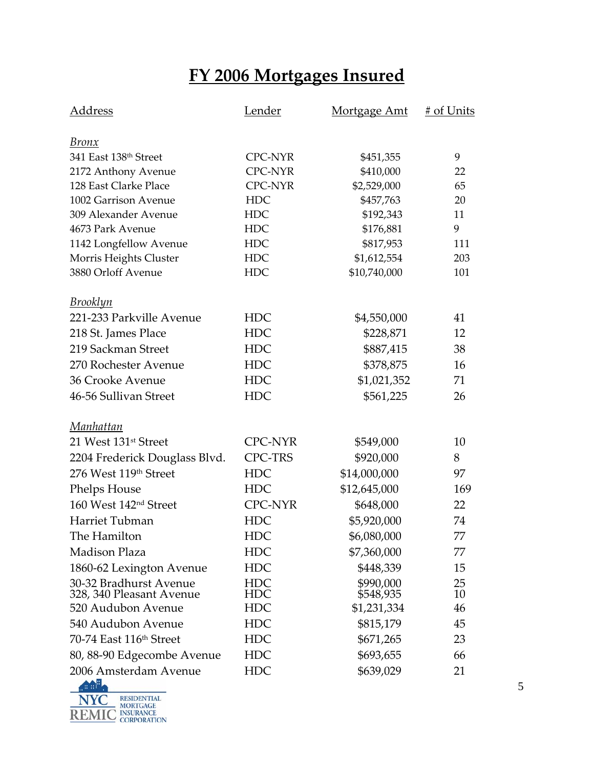# FY 2006 Mortgages Insured

| Address | Lender | Mortgage Amt | # of Units |
|---|---|---|---|
| *Bronx* | | | |
| 341 East 138th Street | CPC-NYR | $451,355 | 9 |
| 2172 Anthony Avenue | CPC-NYR | $410,000 | 22 |
| 128 East Clarke Place | CPC-NYR | $2,529,000 | 65 |
| 1002 Garrison Avenue | HDC | $457,763 | 20 |
| 309 Alexander Avenue | HDC | $192,343 | 11 |
| 4673 Park Avenue | HDC | $176,881 | 9 |
| 1142 Longfellow Avenue | HDC | $817,953 | 111 |
| Morris Heights Cluster | HDC | $1,612,554 | 203 |
| 3880 Orloff Avenue | HDC | $10,740,000 | 101 |
| *Brooklyn* | | | |
| 221-233 Parkville Avenue | HDC | $4,550,000 | 41 |
| 218 St. James Place | HDC | $228,871 | 12 |
| 219 Sackman Street | HDC | $887,415 | 38 |
| 270 Rochester Avenue | HDC | $378,875 | 16 |
| 36 Crooke Avenue | HDC | $1,021,352 | 71 |
| 46-56 Sullivan Street | HDC | $561,225 | 26 |
| *Manhattan* | | | |
| 21 West 131st Street | CPC-NYR | $549,000 | 10 |
| 2204 Frederick Douglass Blvd. | CPC-TRS | $920,000 | 8 |
| 276 West 119th Street | HDC | $14,000,000 | 97 |
| Phelps House | HDC | $12,645,000 | 169 |
| 160 West 142nd Street | CPC-NYR | $648,000 | 22 |
| Harriet Tubman | HDC | $5,920,000 | 74 |
| The Hamilton | HDC | $6,080,000 | 77 |
| Madison Plaza | HDC | $7,360,000 | 77 |
| 1860-62 Lexington Avenue | HDC | $448,339 | 15 |
| 30-32 Bradhurst Avenue | HDC | $990,000 | 25 |
| 328, 340 Pleasant Avenue | HDC | $548,935 | 10 |
| 520 Audubon Avenue | HDC | $1,231,334 | 46 |
| 540 Audubon Avenue | HDC | $815,179 | 45 |
| 70-74 East 116th Street | HDC | $671,265 | 23 |
| 80, 88-90 Edgecombe Avenue | HDC | $693,655 | 66 |
| 2006 Amsterdam Avenue | HDC | $639,029 | 21 |

NYC REMIC Residential Mortgage Insurance Corporation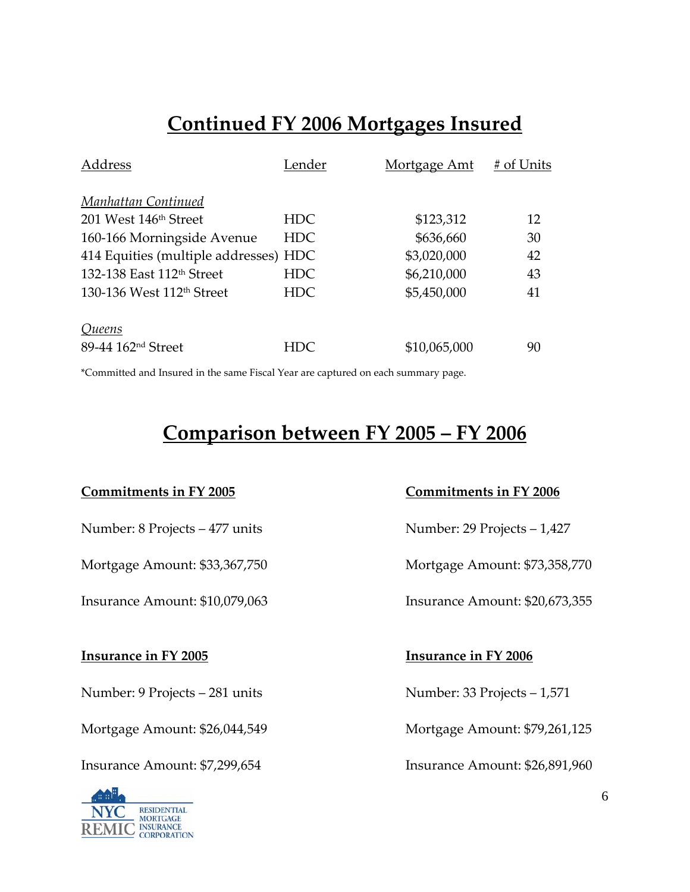# Continued FY 2006 Mortgages Insured

| Address | Lender | Mortgage Amt | # of Units |
|---|---|---|---|
| *Manhattan Continued* | | | |
| 201 West 146th Street | HDC | $123,312 | 12 |
| 160-166 Morningside Avenue | HDC | $636,660 | 30 |
| 414 Equities (multiple addresses) | HDC | $3,020,000 | 42 |
| 132-138 East 112th Street | HDC | $6,210,000 | 43 |
| 130-136 West 112th Street | HDC | $5,450,000 | 41 |
| *Queens* | | | |
| 89-44 162nd Street | HDC | $10,065,000 | 90 |

*Committed and Insured in the same Fiscal Year are captured on each summary page.

# Comparison between FY 2005 – FY 2006

**Commitments in FY 2005**

Number: 8 Projects – 477 units

Mortgage Amount: $33,367,750

Insurance Amount: $10,079,063

**Commitments in FY 2006**

Number: 29 Projects – 1,427

Mortgage Amount: $73,358,770

Insurance Amount: $20,673,355

**Insurance in FY 2005**

Number: 9 Projects – 281 units

Mortgage Amount: $26,044,549

Insurance Amount: $7,299,654

**Insurance in FY 2006**

Number: 33 Projects – 1,571

Mortgage Amount: $79,261,125

Insurance Amount: $26,891,960

NYC REMIC RESIDENTIAL MORTGAGE INSURANCE CORPORATION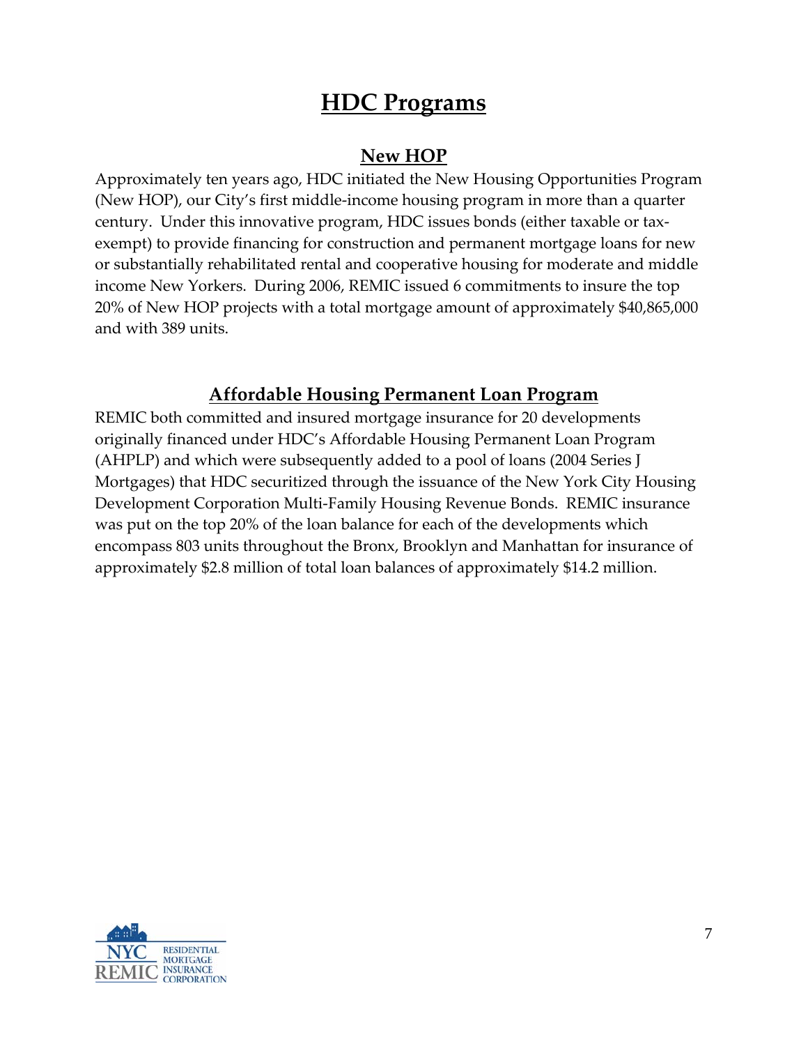# HDC Programs

## New HOP

Approximately ten years ago, HDC initiated the New Housing Opportunities Program (New HOP), our City's first middle-income housing program in more than a quarter century. Under this innovative program, HDC issues bonds (either taxable or tax-exempt) to provide financing for construction and permanent mortgage loans for new or substantially rehabilitated rental and cooperative housing for moderate and middle income New Yorkers. During 2006, REMIC issued 6 commitments to insure the top 20% of New HOP projects with a total mortgage amount of approximately $40,865,000 and with 389 units.

## Affordable Housing Permanent Loan Program

REMIC both committed and insured mortgage insurance for 20 developments originally financed under HDC's Affordable Housing Permanent Loan Program (AHPLP) and which were subsequently added to a pool of loans (2004 Series J Mortgages) that HDC securitized through the issuance of the New York City Housing Development Corporation Multi-Family Housing Revenue Bonds. REMIC insurance was put on the top 20% of the loan balance for each of the developments which encompass 803 units throughout the Bronx, Brooklyn and Manhattan for insurance of approximately $2.8 million of total loan balances of approximately $14.2 million.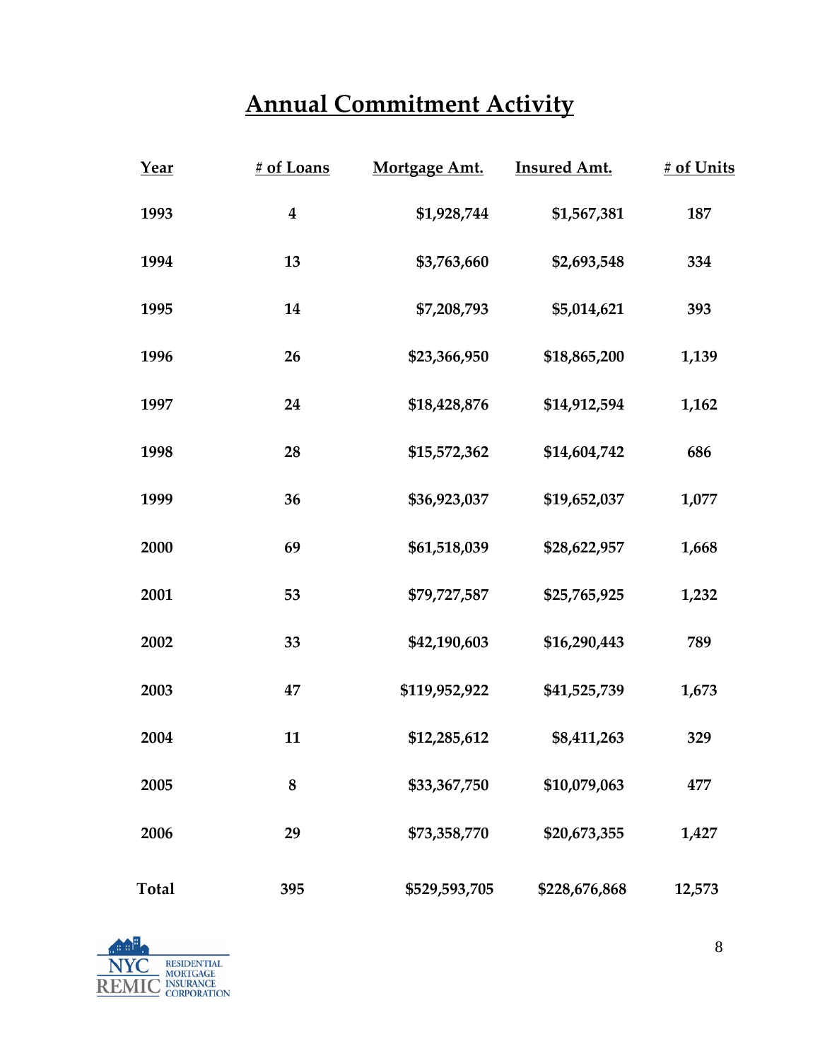# Annual Commitment Activity

| Year | # of Loans | Mortgage Amt. | Insured Amt. | # of Units |
|---|---|---|---|---|
| 1993 | 4 | $1,928,744 | $1,567,381 | 187 |
| 1994 | 13 | $3,763,660 | $2,693,548 | 334 |
| 1995 | 14 | $7,208,793 | $5,014,621 | 393 |
| 1996 | 26 | $23,366,950 | $18,865,200 | 1,139 |
| 1997 | 24 | $18,428,876 | $14,912,594 | 1,162 |
| 1998 | 28 | $15,572,362 | $14,604,742 | 686 |
| 1999 | 36 | $36,923,037 | $19,652,037 | 1,077 |
| 2000 | 69 | $61,518,039 | $28,622,957 | 1,668 |
| 2001 | 53 | $79,727,587 | $25,765,925 | 1,232 |
| 2002 | 33 | $42,190,603 | $16,290,443 | 789 |
| 2003 | 47 | $119,952,922 | $41,525,739 | 1,673 |
| 2004 | 11 | $12,285,612 | $8,411,263 | 329 |
| 2005 | 8 | $33,367,750 | $10,079,063 | 477 |
| 2006 | 29 | $73,358,770 | $20,673,355 | 1,427 |
| **Total** | **395** | **$529,593,705** | **$228,676,868** | **12,573** |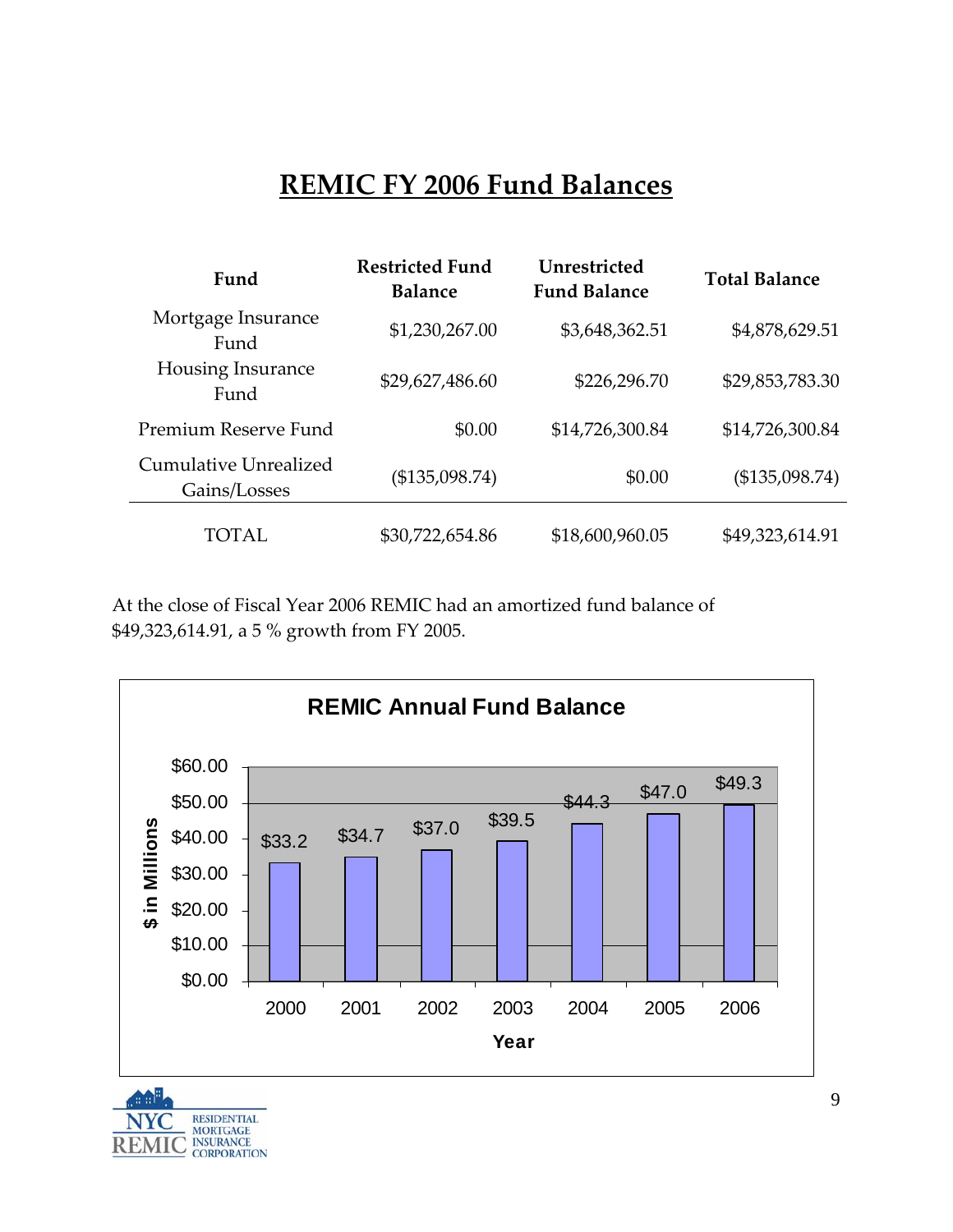# REMIC FY 2006 Fund Balances

| Fund | Restricted Fund Balance | Unrestricted Fund Balance | Total Balance |
|---|---|---|---|
| Mortgage Insurance Fund | $1,230,267.00 | $3,648,362.51 | $4,878,629.51 |
| Housing Insurance Fund | $29,627,486.60 | $226,296.70 | $29,853,783.30 |
| Premium Reserve Fund | $0.00 | $14,726,300.84 | $14,726,300.84 |
| Cumulative Unrealized Gains/Losses | ($135,098.74) | $0.00 | ($135,098.74) |
| TOTAL | $30,722,654.86 | $18,600,960.05 | $49,323,614.91 |

At the close of Fiscal Year 2006 REMIC had an amortized fund balance of $49,323,614.91, a 5 % growth from FY 2005.

**REMIC Annual Fund Balance**

| Year | $ in Millions |
|---|---|
| 2000 | $33.2 |
| 2001 | $34.7 |
| 2002 | $37.0 |
| 2003 | $39.5 |
| 2004 | $44.3 |
| 2005 | $47.0 |
| 2006 | $49.3 |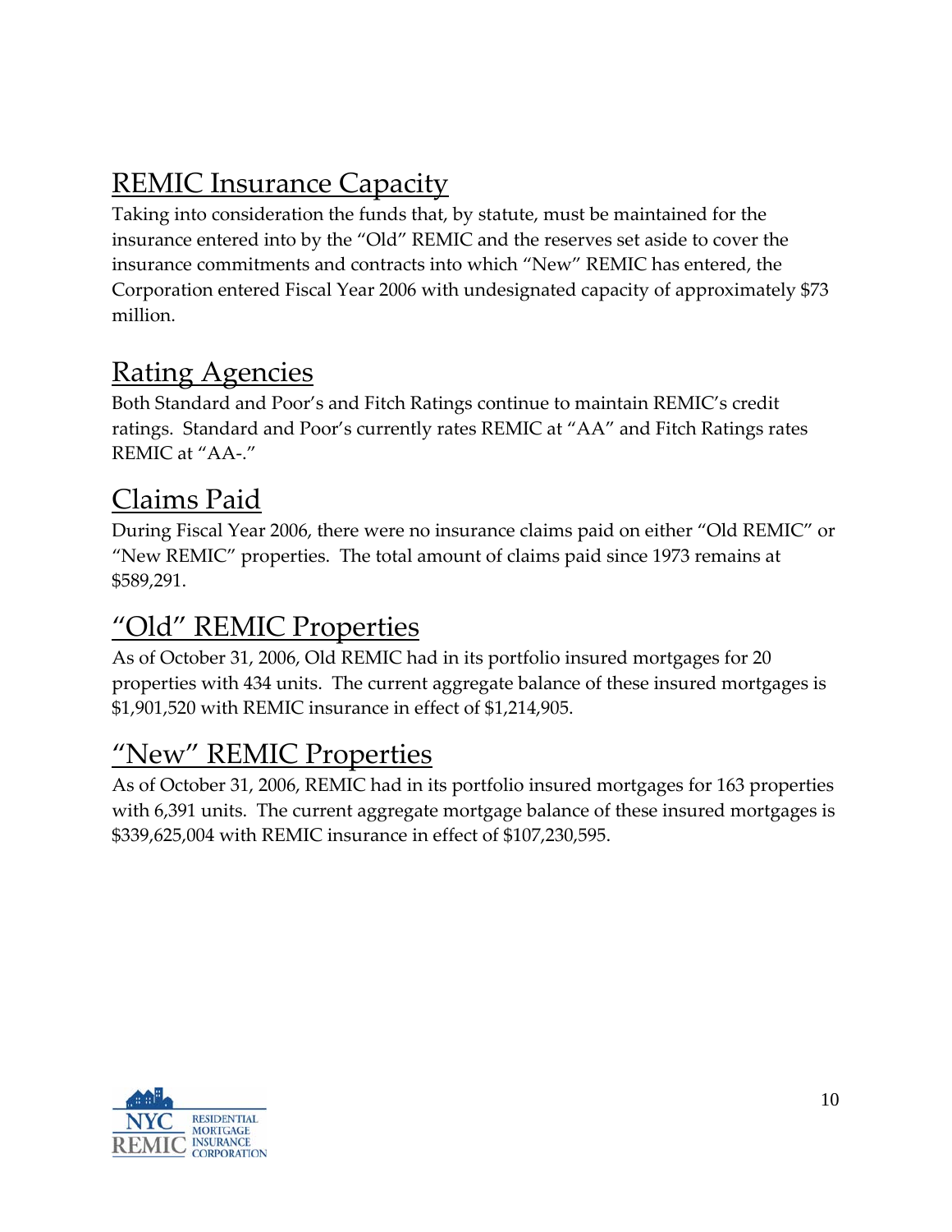## REMIC Insurance Capacity

Taking into consideration the funds that, by statute, must be maintained for the insurance entered into by the "Old" REMIC and the reserves set aside to cover the insurance commitments and contracts into which "New" REMIC has entered, the Corporation entered Fiscal Year 2006 with undesignated capacity of approximately $73 million.

## Rating Agencies

Both Standard and Poor's and Fitch Ratings continue to maintain REMIC's credit ratings. Standard and Poor's currently rates REMIC at "AA" and Fitch Ratings rates REMIC at "AA-."

## Claims Paid

During Fiscal Year 2006, there were no insurance claims paid on either "Old REMIC" or "New REMIC" properties. The total amount of claims paid since 1973 remains at $589,291.

## "Old" REMIC Properties

As of October 31, 2006, Old REMIC had in its portfolio insured mortgages for 20 properties with 434 units. The current aggregate balance of these insured mortgages is $1,901,520 with REMIC insurance in effect of $1,214,905.

## "New" REMIC Properties

As of October 31, 2006, REMIC had in its portfolio insured mortgages for 163 properties with 6,391 units. The current aggregate mortgage balance of these insured mortgages is $339,625,004 with REMIC insurance in effect of $107,230,595.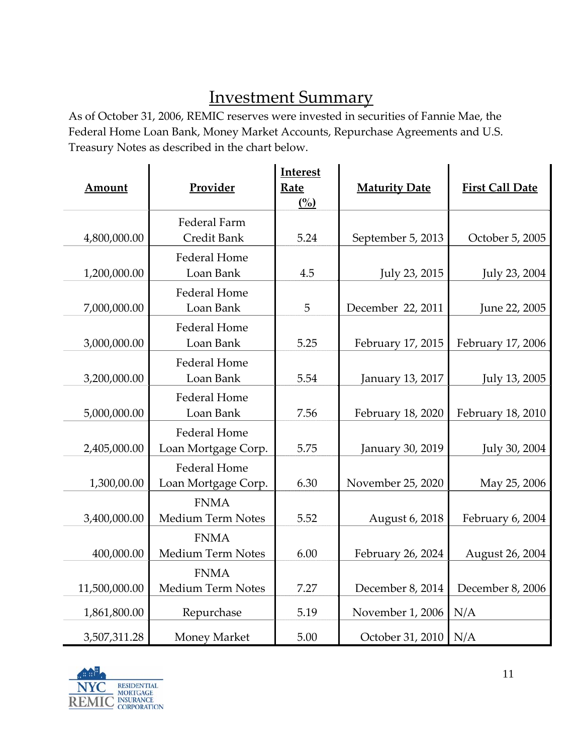# Investment Summary

As of October 31, 2006, REMIC reserves were invested in securities of Fannie Mae, the Federal Home Loan Bank, Money Market Accounts, Repurchase Agreements and U.S. Treasury Notes as described in the chart below.

| Amount | Provider | Interest Rate (%) | Maturity Date | First Call Date |
|---|---|---|---|---|
| 4,800,000.00 | Federal Farm Credit Bank | 5.24 | September 5, 2013 | October 5, 2005 |
| 1,200,000.00 | Federal Home Loan Bank | 4.5 | July 23, 2015 | July 23, 2004 |
| 7,000,000.00 | Federal Home Loan Bank | 5 | December 22, 2011 | June 22, 2005 |
| 3,000,000.00 | Federal Home Loan Bank | 5.25 | February 17, 2015 | February 17, 2006 |
| 3,200,000.00 | Federal Home Loan Bank | 5.54 | January 13, 2017 | July 13, 2005 |
| 5,000,000.00 | Federal Home Loan Bank | 7.56 | February 18, 2020 | February 18, 2010 |
| 2,405,000.00 | Federal Home Loan Mortgage Corp. | 5.75 | January 30, 2019 | July 30, 2004 |
| 1,300,00.00 | Federal Home Loan Mortgage Corp. | 6.30 | November 25, 2020 | May 25, 2006 |
| 3,400,000.00 | FNMA Medium Term Notes | 5.52 | August 6, 2018 | February 6, 2004 |
| 400,000.00 | FNMA Medium Term Notes | 6.00 | February 26, 2024 | August 26, 2004 |
| 11,500,000.00 | FNMA Medium Term Notes | 7.27 | December 8, 2014 | December 8, 2006 |
| 1,861,800.00 | Repurchase | 5.19 | November 1, 2006 | N/A |
| 3,507,311.28 | Money Market | 5.00 | October 31, 2010 | N/A |

NYC REMIC RESIDENTIAL MORTGAGE INSURANCE CORPORATION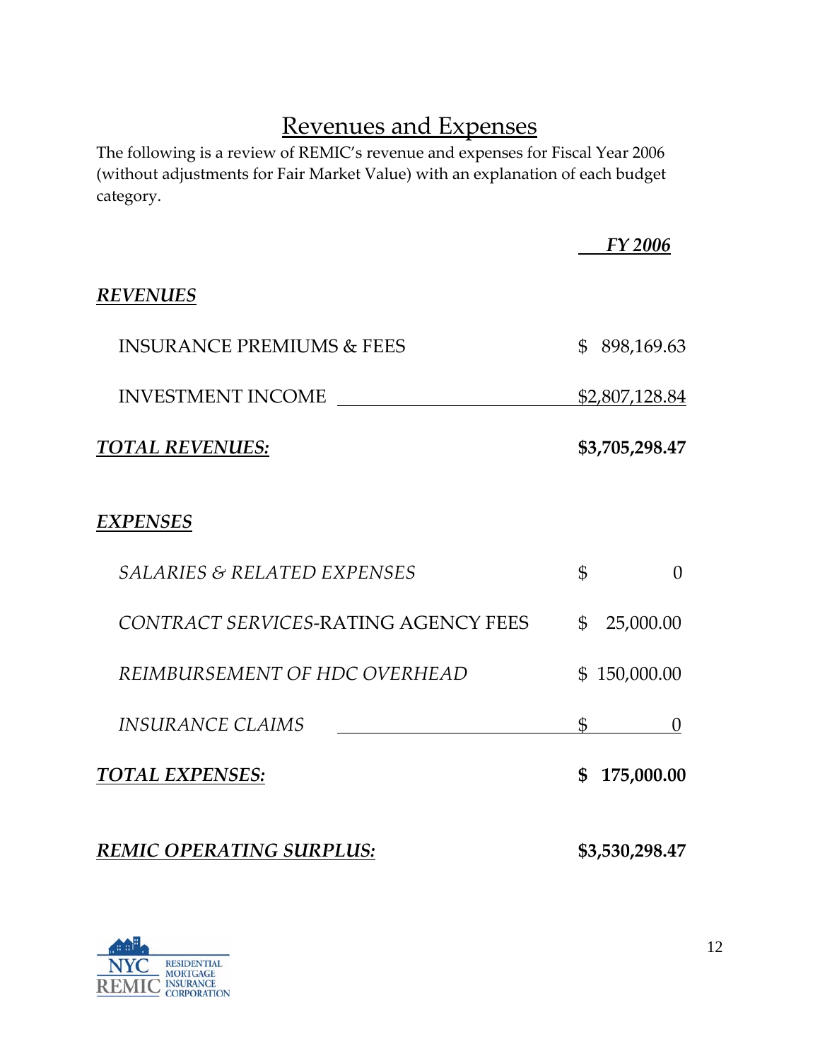# Revenues and Expenses

The following is a review of REMIC's revenue and expenses for Fiscal Year 2006 (without adjustments for Fair Market Value) with an explanation of each budget category.

| | ***FY 2006*** |
|---|---|
| ***REVENUES*** | |
| INSURANCE PREMIUMS & FEES | $ 898,169.63 |
| INVESTMENT INCOME | $2,807,128.84 |
| ***TOTAL REVENUES:*** | **$3,705,298.47** |
| ***EXPENSES*** | |
| *SALARIES & RELATED EXPENSES* | $ 0 |
| *CONTRACT SERVICES*-RATING AGENCY FEES | $ 25,000.00 |
| *REIMBURSEMENT OF HDC OVERHEAD* | $ 150,000.00 |
| *INSURANCE CLAIMS* | $ 0 |
| ***TOTAL EXPENSES:*** | **$ 175,000.00** |
| ***REMIC OPERATING SURPLUS:*** | **$3,530,298.47** |

NYC REMIC RESIDENTIAL MORTGAGE INSURANCE CORPORATION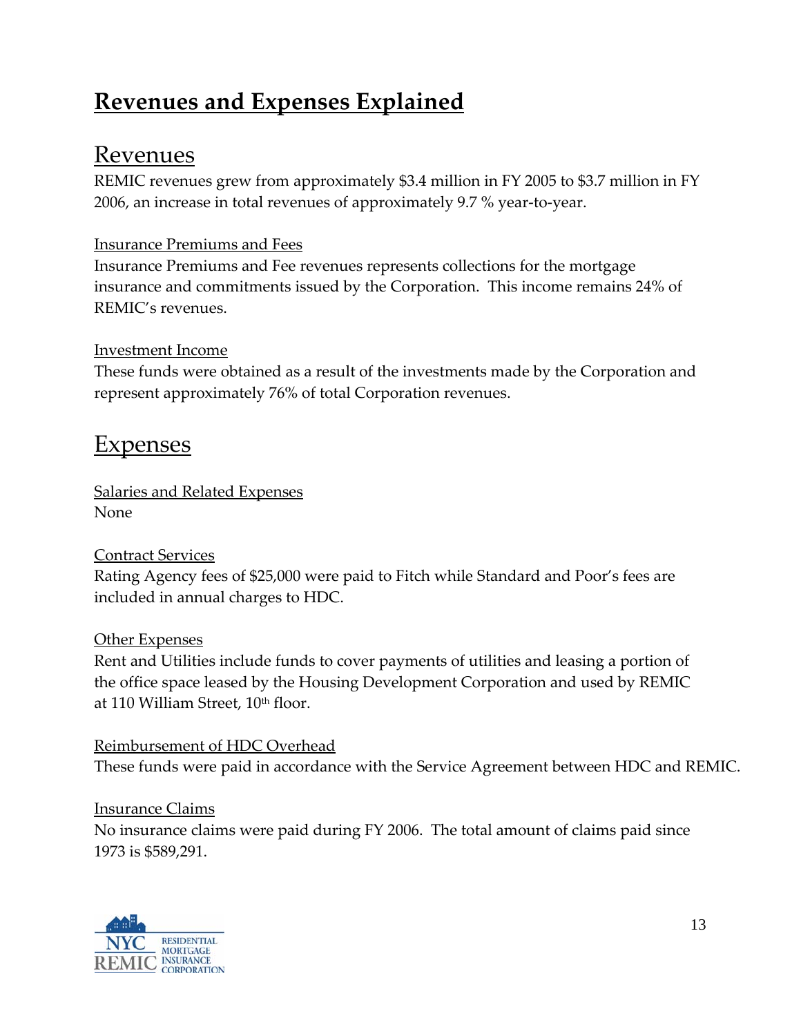# Revenues and Expenses Explained

## Revenues

REMIC revenues grew from approximately $3.4 million in FY 2005 to $3.7 million in FY 2006, an increase in total revenues of approximately 9.7 % year-to-year.

Insurance Premiums and Fees

Insurance Premiums and Fee revenues represents collections for the mortgage insurance and commitments issued by the Corporation. This income remains 24% of REMIC's revenues.

Investment Income

These funds were obtained as a result of the investments made by the Corporation and represent approximately 76% of total Corporation revenues.

## Expenses

Salaries and Related Expenses

None

Contract Services

Rating Agency fees of $25,000 were paid to Fitch while Standard and Poor's fees are included in annual charges to HDC.

Other Expenses

Rent and Utilities include funds to cover payments of utilities and leasing a portion of the office space leased by the Housing Development Corporation and used by REMIC at 110 William Street, 10th floor.

Reimbursement of HDC Overhead

These funds were paid in accordance with the Service Agreement between HDC and REMIC.

Insurance Claims

No insurance claims were paid during FY 2006. The total amount of claims paid since 1973 is $589,291.